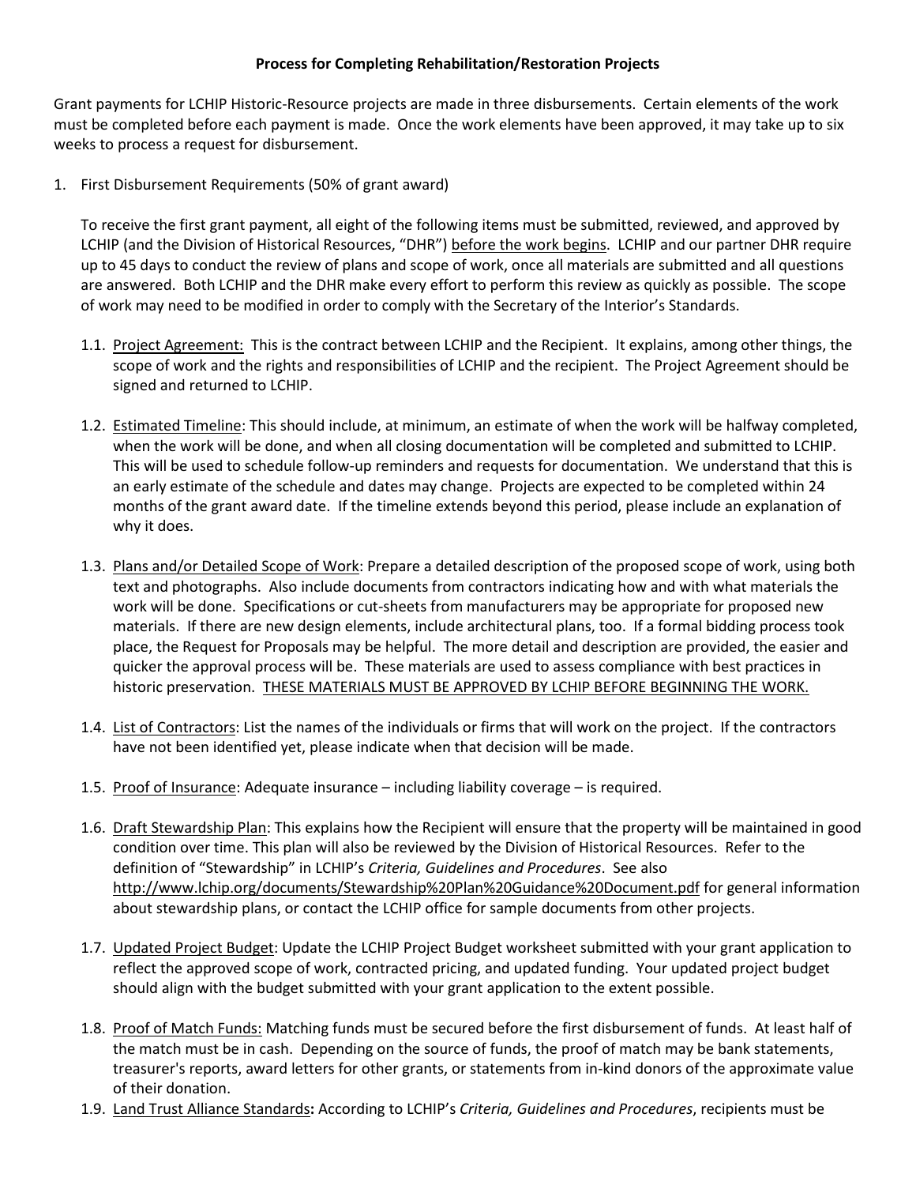**Process for Completing Rehabilitation/Restoration Projects**

Grant payments for LCHIP Historic-Resource projects are made in three disbursements. Certain elements of the work must be completed before each payment is made. Once the work elements have been approved, it may take up to six weeks to process a request for disbursement.

1. First Disbursement Requirements (50% of grant award)

   To receive the first grant payment, all eight of the following items must be submitted, reviewed, and approved by LCHIP (and the Division of Historical Resources, "DHR") before the work begins. LCHIP and our partner DHR require up to 45 days to conduct the review of plans and scope of work, once all materials are submitted and all questions are answered. Both LCHIP and the DHR make every effort to perform this review as quickly as possible. The scope of work may need to be modified in order to comply with the Secretary of the Interior's Standards.

   1.1. Project Agreement: This is the contract between LCHIP and the Recipient. It explains, among other things, the scope of work and the rights and responsibilities of LCHIP and the recipient. The Project Agreement should be signed and returned to LCHIP.

   1.2. Estimated Timeline: This should include, at minimum, an estimate of when the work will be halfway completed, when the work will be done, and when all closing documentation will be completed and submitted to LCHIP. This will be used to schedule follow-up reminders and requests for documentation. We understand that this is an early estimate of the schedule and dates may change. Projects are expected to be completed within 24 months of the grant award date. If the timeline extends beyond this period, please include an explanation of why it does.

   1.3. Plans and/or Detailed Scope of Work: Prepare a detailed description of the proposed scope of work, using both text and photographs. Also include documents from contractors indicating how and with what materials the work will be done. Specifications or cut-sheets from manufacturers may be appropriate for proposed new materials. If there are new design elements, include architectural plans, too. If a formal bidding process took place, the Request for Proposals may be helpful. The more detail and description are provided, the easier and quicker the approval process will be. These materials are used to assess compliance with best practices in historic preservation. THESE MATERIALS MUST BE APPROVED BY LCHIP BEFORE BEGINNING THE WORK.

   1.4. List of Contractors: List the names of the individuals or firms that will work on the project. If the contractors have not been identified yet, please indicate when that decision will be made.

   1.5. Proof of Insurance: Adequate insurance – including liability coverage – is required.

   1.6. Draft Stewardship Plan: This explains how the Recipient will ensure that the property will be maintained in good condition over time. This plan will also be reviewed by the Division of Historical Resources. Refer to the definition of "Stewardship" in LCHIP's *Criteria, Guidelines and Procedures*. See also http://www.lchip.org/documents/Stewardship%20Plan%20Guidance%20Document.pdf for general information about stewardship plans, or contact the LCHIP office for sample documents from other projects.

   1.7. Updated Project Budget: Update the LCHIP Project Budget worksheet submitted with your grant application to reflect the approved scope of work, contracted pricing, and updated funding. Your updated project budget should align with the budget submitted with your grant application to the extent possible.

   1.8. Proof of Match Funds: Matching funds must be secured before the first disbursement of funds. At least half of the match must be in cash. Depending on the source of funds, the proof of match may be bank statements, treasurer's reports, award letters for other grants, or statements from in-kind donors of the approximate value of their donation.

   1.9. Land Trust Alliance Standards**:** According to LCHIP's *Criteria, Guidelines and Procedures*, recipients must be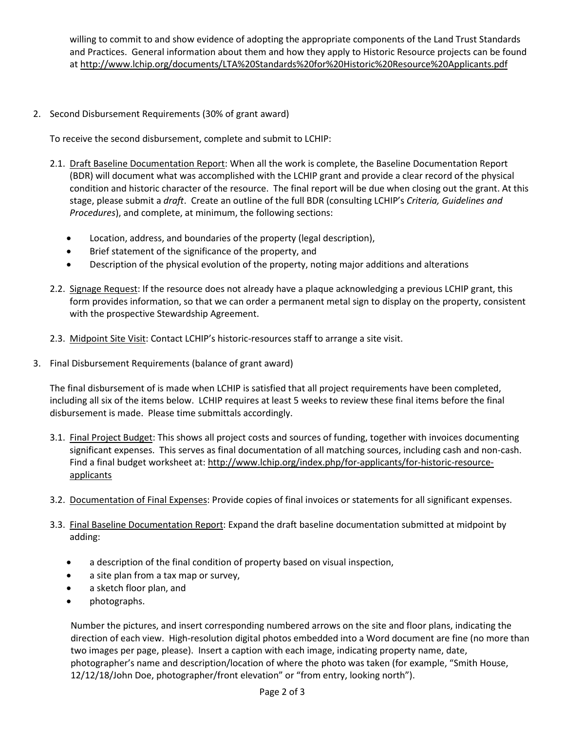willing to commit to and show evidence of adopting the appropriate components of the Land Trust Standards and Practices. General information about them and how they apply to Historic Resource projects can be found at http://www.lchip.org/documents/LTA%20Standards%20for%20Historic%20Resource%20Applicants.pdf

2. Second Disbursement Requirements (30% of grant award)

   To receive the second disbursement, complete and submit to LCHIP:

   2.1. Draft Baseline Documentation Report: When all the work is complete, the Baseline Documentation Report (BDR) will document what was accomplished with the LCHIP grant and provide a clear record of the physical condition and historic character of the resource. The final report will be due when closing out the grant. At this stage, please submit a *draft*. Create an outline of the full BDR (consulting LCHIP's *Criteria, Guidelines and Procedures*), and complete, at minimum, the following sections:

   - Location, address, and boundaries of the property (legal description),
   - Brief statement of the significance of the property, and
   - Description of the physical evolution of the property, noting major additions and alterations

   2.2. Signage Request: If the resource does not already have a plaque acknowledging a previous LCHIP grant, this form provides information, so that we can order a permanent metal sign to display on the property, consistent with the prospective Stewardship Agreement.

   2.3. Midpoint Site Visit: Contact LCHIP's historic-resources staff to arrange a site visit.

3. Final Disbursement Requirements (balance of grant award)

   The final disbursement of is made when LCHIP is satisfied that all project requirements have been completed, including all six of the items below. LCHIP requires at least 5 weeks to review these final items before the final disbursement is made. Please time submittals accordingly.

   3.1. Final Project Budget: This shows all project costs and sources of funding, together with invoices documenting significant expenses. This serves as final documentation of all matching sources, including cash and non-cash. Find a final budget worksheet at: http://www.lchip.org/index.php/for-applicants/for-historic-resource-applicants

   3.2. Documentation of Final Expenses: Provide copies of final invoices or statements for all significant expenses.

   3.3. Final Baseline Documentation Report: Expand the draft baseline documentation submitted at midpoint by adding:

   - a description of the final condition of property based on visual inspection,
   - a site plan from a tax map or survey,
   - a sketch floor plan, and
   - photographs.

   Number the pictures, and insert corresponding numbered arrows on the site and floor plans, indicating the direction of each view. High-resolution digital photos embedded into a Word document are fine (no more than two images per page, please). Insert a caption with each image, indicating property name, date, photographer's name and description/location of where the photo was taken (for example, "Smith House, 12/12/18/John Doe, photographer/front elevation" or "from entry, looking north").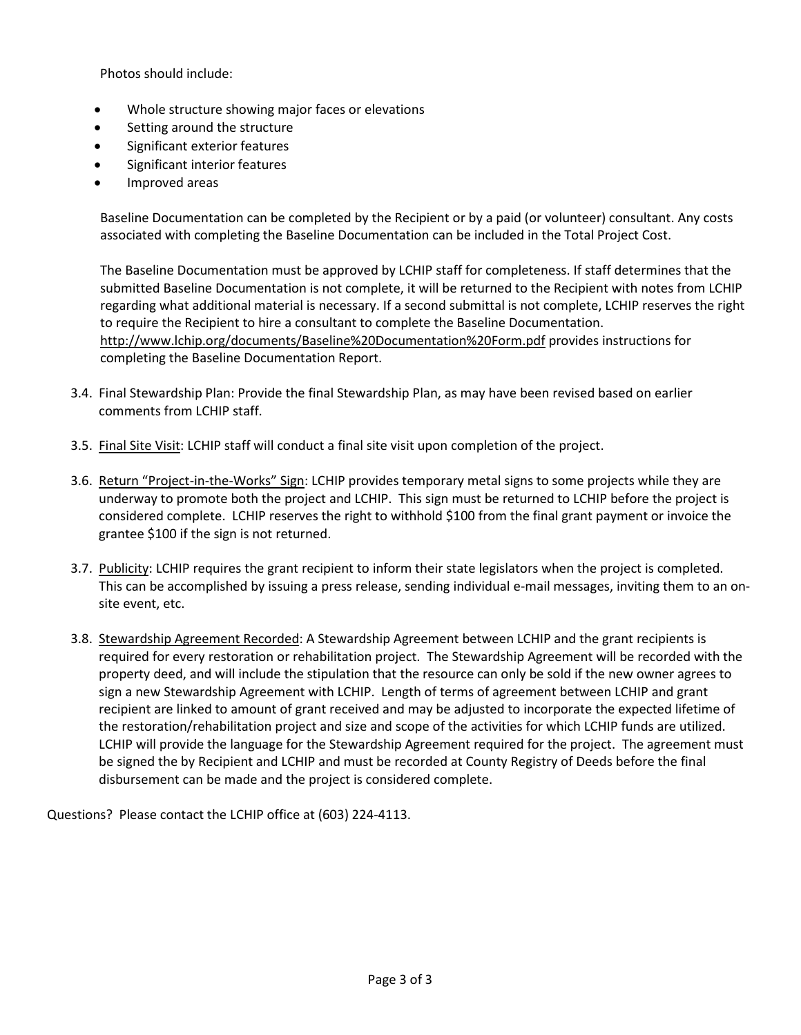Photos should include:

- Whole structure showing major faces or elevations
- Setting around the structure
- Significant exterior features
- Significant interior features
- Improved areas

Baseline Documentation can be completed by the Recipient or by a paid (or volunteer) consultant. Any costs associated with completing the Baseline Documentation can be included in the Total Project Cost.

The Baseline Documentation must be approved by LCHIP staff for completeness. If staff determines that the submitted Baseline Documentation is not complete, it will be returned to the Recipient with notes from LCHIP regarding what additional material is necessary. If a second submittal is not complete, LCHIP reserves the right to require the Recipient to hire a consultant to complete the Baseline Documentation. http://www.lchip.org/documents/Baseline%20Documentation%20Form.pdf provides instructions for completing the Baseline Documentation Report.

3.4. Final Stewardship Plan: Provide the final Stewardship Plan, as may have been revised based on earlier comments from LCHIP staff.

3.5. Final Site Visit: LCHIP staff will conduct a final site visit upon completion of the project.

3.6. Return "Project-in-the-Works" Sign: LCHIP provides temporary metal signs to some projects while they are underway to promote both the project and LCHIP. This sign must be returned to LCHIP before the project is considered complete. LCHIP reserves the right to withhold $100 from the final grant payment or invoice the grantee $100 if the sign is not returned.

3.7. Publicity: LCHIP requires the grant recipient to inform their state legislators when the project is completed. This can be accomplished by issuing a press release, sending individual e-mail messages, inviting them to an on-site event, etc.

3.8. Stewardship Agreement Recorded: A Stewardship Agreement between LCHIP and the grant recipients is required for every restoration or rehabilitation project. The Stewardship Agreement will be recorded with the property deed, and will include the stipulation that the resource can only be sold if the new owner agrees to sign a new Stewardship Agreement with LCHIP. Length of terms of agreement between LCHIP and grant recipient are linked to amount of grant received and may be adjusted to incorporate the expected lifetime of the restoration/rehabilitation project and size and scope of the activities for which LCHIP funds are utilized. LCHIP will provide the language for the Stewardship Agreement required for the project. The agreement must be signed the by Recipient and LCHIP and must be recorded at County Registry of Deeds before the final disbursement can be made and the project is considered complete.

Questions? Please contact the LCHIP office at (603) 224-4113.